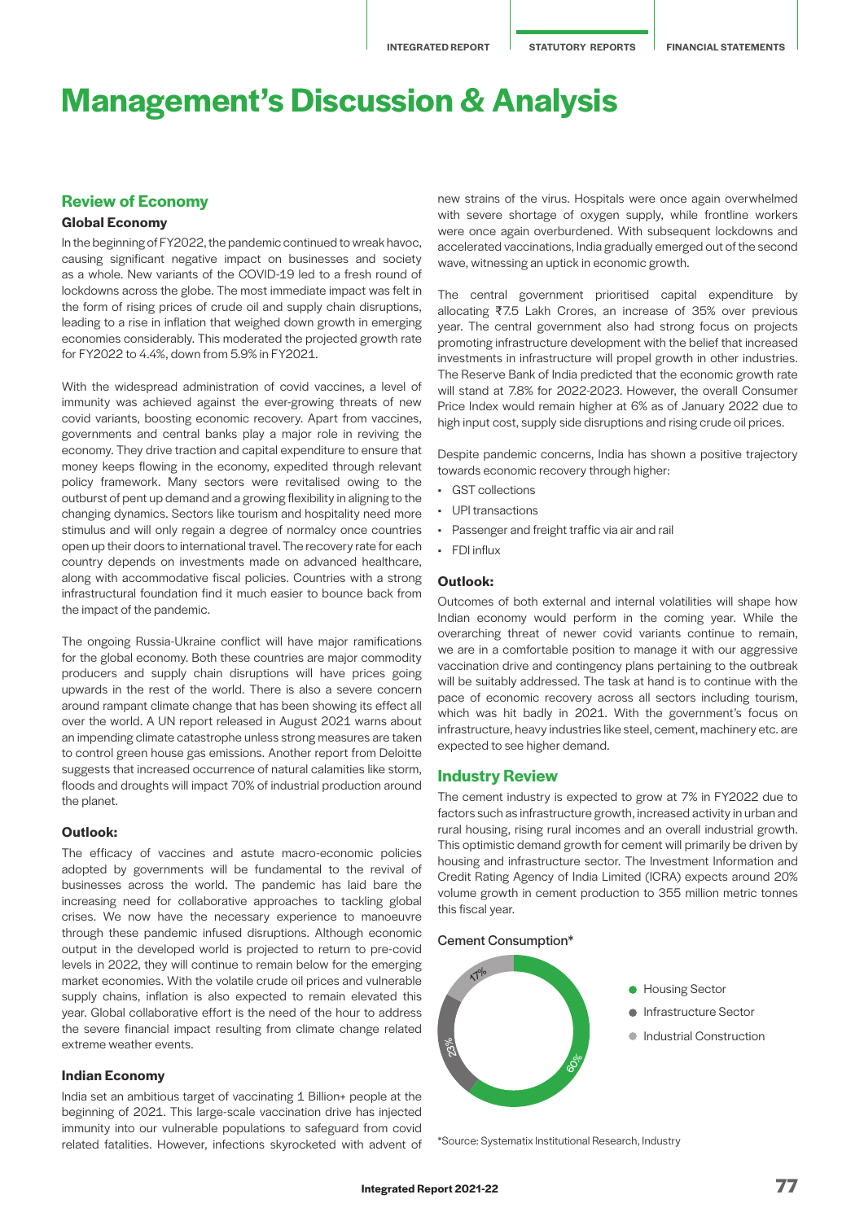# Management's Discussion & Analysis

## Review of Economy

### Global Economy

In the beginning of FY2022, the pandemic continued to wreak havoc, causing significant negative impact on businesses and society as a whole. New variants of the COVID-19 led to a fresh round of lockdowns across the globe. The most immediate impact was felt in the form of rising prices of crude oil and supply chain disruptions, leading to a rise in inflation that weighed down growth in emerging economies considerably. This moderated the projected growth rate for FY2022 to 4.4%, down from 5.9% in FY2021.

With the widespread administration of covid vaccines, a level of immunity was achieved against the ever-growing threats of new covid variants, boosting economic recovery. Apart from vaccines, governments and central banks play a major role in reviving the economy. They drive traction and capital expenditure to ensure that money keeps flowing in the economy, expedited through relevant policy framework. Many sectors were revitalised owing to the outburst of pent up demand and a growing flexibility in aligning to the changing dynamics. Sectors like tourism and hospitality need more stimulus and will only regain a degree of normalcy once countries open up their doors to international travel. The recovery rate for each country depends on investments made on advanced healthcare, along with accommodative fiscal policies. Countries with a strong infrastructural foundation find it much easier to bounce back from the impact of the pandemic.

The ongoing Russia-Ukraine conflict will have major ramifications for the global economy. Both these countries are major commodity producers and supply chain disruptions will have prices going upwards in the rest of the world. There is also a severe concern around rampant climate change that has been showing its effect all over the world. A UN report released in August 2021 warns about an impending climate catastrophe unless strong measures are taken to control green house gas emissions. Another report from Deloitte suggests that increased occurrence of natural calamities like storm, floods and droughts will impact 70% of industrial production around the planet.

#### Outlook:

The efficacy of vaccines and astute macro-economic policies adopted by governments will be fundamental to the revival of businesses across the world. The pandemic has laid bare the increasing need for collaborative approaches to tackling global crises. We now have the necessary experience to manoeuvre through these pandemic infused disruptions. Although economic output in the developed world is projected to return to pre-covid levels in 2022, they will continue to remain below for the emerging market economies. With the volatile crude oil prices and vulnerable supply chains, inflation is also expected to remain elevated this year. Global collaborative effort is the need of the hour to address the severe financial impact resulting from climate change related extreme weather events.

### Indian Economy

India set an ambitious target of vaccinating 1 Billion+ people at the beginning of 2021. This large-scale vaccination drive has injected immunity into our vulnerable populations to safeguard from covid related fatalities. However, infections skyrocketed with advent of new strains of the virus. Hospitals were once again overwhelmed with severe shortage of oxygen supply, while frontline workers were once again overburdened. With subsequent lockdowns and accelerated vaccinations, India gradually emerged out of the second wave, witnessing an uptick in economic growth.

The central government prioritised capital expenditure by allocating ₹7.5 Lakh Crores, an increase of 35% over previous year. The central government also had strong focus on projects promoting infrastructure development with the belief that increased investments in infrastructure will propel growth in other industries. The Reserve Bank of India predicted that the economic growth rate will stand at 7.8% for 2022-2023. However, the overall Consumer Price Index would remain higher at 6% as of January 2022 due to high input cost, supply side disruptions and rising crude oil prices.

Despite pandemic concerns, India has shown a positive trajectory towards economic recovery through higher:

- GST collections
- UPI transactions
- Passenger and freight traffic via air and rail
- FDI influx

#### Outlook:

Outcomes of both external and internal volatilities will shape how Indian economy would perform in the coming year. While the overarching threat of newer covid variants continue to remain, we are in a comfortable position to manage it with our aggressive vaccination drive and contingency plans pertaining to the outbreak will be suitably addressed. The task at hand is to continue with the pace of economic recovery across all sectors including tourism, which was hit badly in 2021. With the government's focus on infrastructure, heavy industries like steel, cement, machinery etc. are expected to see higher demand.

## Industry Review

The cement industry is expected to grow at 7% in FY2022 due to factors such as infrastructure growth, increased activity in urban and rural housing, rising rural incomes and an overall industrial growth. This optimistic demand growth for cement will primarily be driven by housing and infrastructure sector. The Investment Information and Credit Rating Agency of India Limited (ICRA) expects around 20% volume growth in cement production to 355 million metric tonnes this fiscal year.

Cement Consumption*

| Sector | Share |
|---|---|
| Housing Sector | 60% |
| Infrastructure Sector | 23% |
| Industrial Construction | 17% |

*Source: Systematix Institutional Research, Industry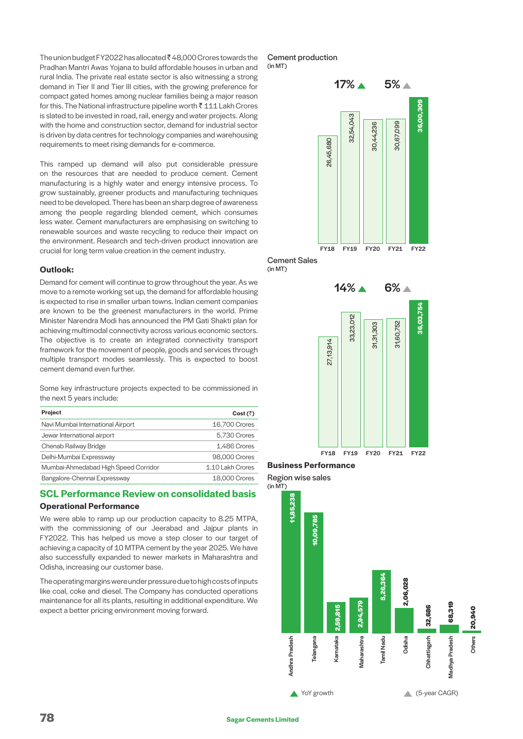The union budget FY2022 has allocated ₹ 48,000 Crores towards the Pradhan Mantri Awas Yojana to build affordable houses in urban and rural India. The private real estate sector is also witnessing a strong demand in Tier II and Tier III cities, with the growing preference for compact gated homes among nuclear families being a major reason for this. The National infrastructure pipeline worth ₹ 111 Lakh Crores is slated to be invested in road, rail, energy and water projects. Along with the home and construction sector, demand for industrial sector is driven by data centres for technology companies and warehousing requirements to meet rising demands for e-commerce.

This ramped up demand will also put considerable pressure on the resources that are needed to produce cement. Cement manufacturing is a highly water and energy intensive process. To grow sustainably, greener products and manufacturing techniques need to be developed. There has been an sharp degree of awareness among the people regarding blended cement, which consumes less water. Cement manufacturers are emphasising on switching to renewable sources and waste recycling to reduce their impact on the environment. Research and tech-driven product innovation are crucial for long term value creation in the cement industry.

**Outlook:**

Demand for cement will continue to grow throughout the year. As we move to a remote working set up, the demand for affordable housing is expected to rise in smaller urban towns. Indian cement companies are known to be the greenest manufacturers in the world. Prime Minister Narendra Modi has announced the PM Gati Shakti plan for achieving multimodal connectivity across various economic sectors. The objective is to create an integrated connectivity transport framework for the movement of people, goods and services through multiple transport modes seamlessly. This is expected to boost cement demand even further.

Some key infrastructure projects expected to be commissioned in the next 5 years include:

| Project | Cost (₹) |
|---|---|
| Navi Mumbai International Airport | 16,700 Crores |
| Jewar International airport | 5,730 Crores |
| Chenab Railway Bridge | 1,486 Crores |
| Delhi-Mumbai Expressway | 98,000 Crores |
| Mumbai-Ahmedabad High Speed Corridor | 1.10 Lakh Crores |
| Bangalore-Chennai Expressway | 18,000 Crores |

## SCL Performance Review on consolidated basis

### Operational Performance

We were able to ramp up our production capacity to 8.25 MTPA, with the commissioning of our Jeerabad and Jajpur plants in FY2022. This has helped us move a step closer to our target of achieving a capacity of 10 MTPA cement by the year 2025. We have also successfully expanded to newer markets in Maharashtra and Odisha, increasing our customer base.

The operating margins were under pressure due to high costs of inputs like coal, coke and diesel. The Company has conducted operations maintenance for all its plants, resulting in additional expenditure. We expect a better pricing environment moving forward.

Cement production
(in MT)

| FY18 | FY19 | FY20 | FY21 | FY22 |
|---|---|---|---|---|
| 26,45,680 | 32,54,043 | 30,44,236 | 30,67,099 | 36,00,309 |

17% ▲ 5% ▲

Cement Sales
(in MT)

| FY18 | FY19 | FY20 | FY21 | FY22 |
|---|---|---|---|---|
| 27,13,914 | 33,23,012 | 31,31,303 | 31,60,752 | 36,03,754 |

14% ▲ 6% ▲

### Business Performance

Region wise sales
(in MT)

| Region | Sales |
|---|---|
| Andhra Pradesh | 11,85,238 |
| Telangana | 10,09,785 |
| Karnataka | 2,59,815 |
| Maharashtra | 2,94,579 |
| Tamil Nadu | 5,26,364 |
| Odisha | 2,06,028 |
| Chhattisgarh | 32,686 |
| Madhya Pradesh | 68,319 |
| Others | 20,940 |

▲ YoY growth ▲ (5-year CAGR)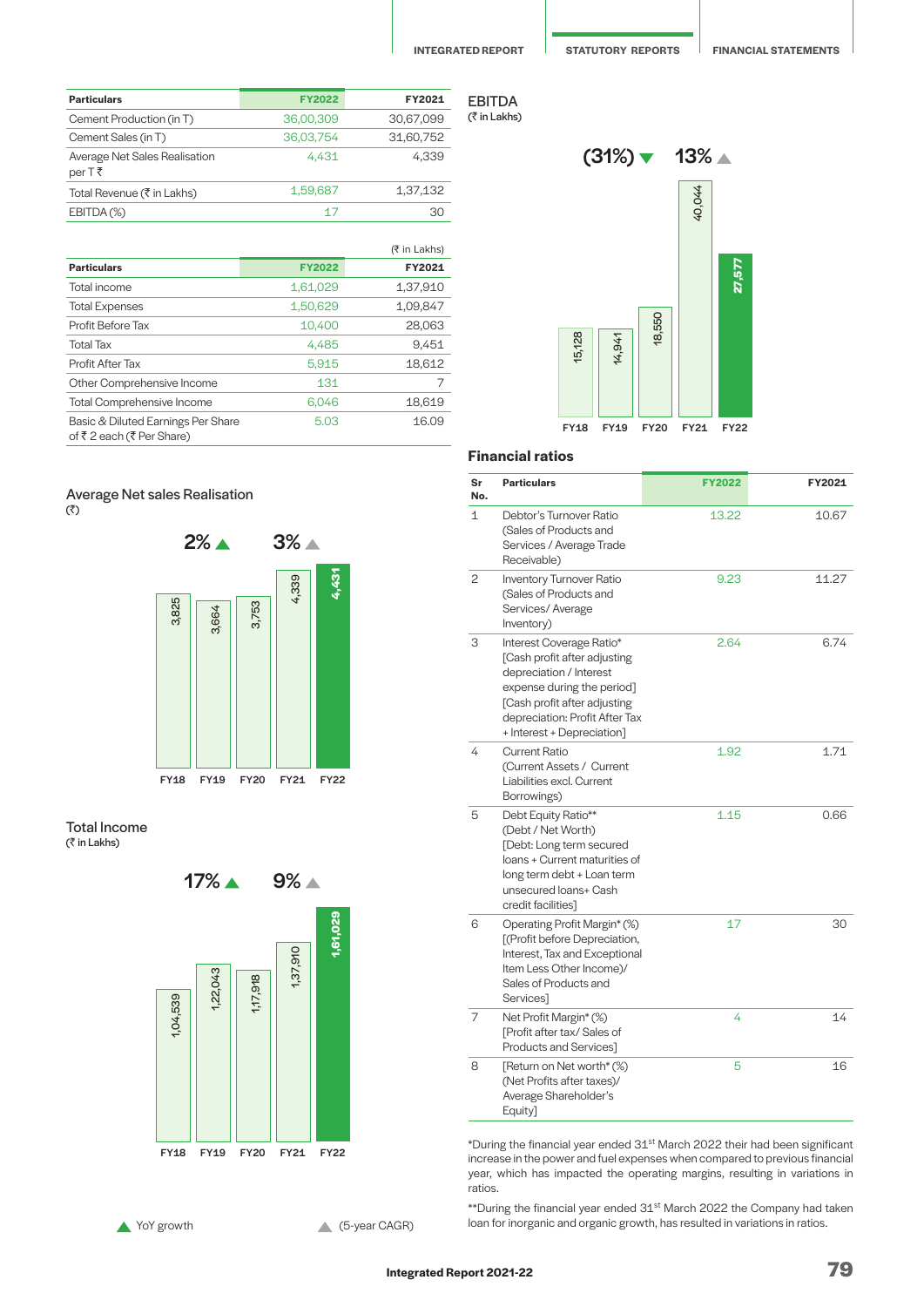| Particulars | FY2022 | FY2021 |
|---|---|---|
| Cement Production (in T) | 36,00,309 | 30,67,099 |
| Cement Sales (in T) | 36,03,754 | 31,60,752 |
| Average Net Sales Realisation per T ₹ | 4,431 | 4,339 |
| Total Revenue (₹ in Lakhs) | 1,59,687 | 1,37,132 |
| EBITDA (%) | 17 | 30 |

(₹ in Lakhs)

| Particulars | FY2022 | FY2021 |
|---|---|---|
| Total income | 1,61,029 | 1,37,910 |
| Total Expenses | 1,50,629 | 1,09,847 |
| Profit Before Tax | 10,400 | 28,063 |
| Total Tax | 4,485 | 9,451 |
| Profit After Tax | 5,915 | 18,612 |
| Other Comprehensive Income | 131 | 7 |
| Total Comprehensive Income | 6,046 | 18,619 |
| Basic & Diluted Earnings Per Share of ₹ 2 each (₹ Per Share) | 5.03 | 16.09 |

## Average Net sales Realisation

(₹)

2% ▲ 3% ▲

| FY18 | FY19 | FY20 | FY21 | FY22 |
|---|---|---|---|---|
| 3,825 | 3,664 | 3,753 | 4,339 | 4,431 |

## Total Income

(₹ in Lakhs)

17% ▲ 9% ▲

| FY18 | FY19 | FY20 | FY21 | FY22 |
|---|---|---|---|---|
| 1,04,539 | 1,22,043 | 1,17,918 | 1,37,910 | 1,61,029 |

▲ YoY growth ▲ (5-year CAGR)

## EBITDA

(₹ in Lakhs)

(31%) ▼ 13% ▲

| FY18 | FY19 | FY20 | FY21 | FY22 |
|---|---|---|---|---|
| 15,128 | 14,941 | 18,550 | 40,044 | 27,577 |

## Financial ratios

| Sr No. | Particulars | FY2022 | FY2021 |
|---|---|---|---|
| 1 | Debtor's Turnover Ratio (Sales of Products and Services / Average Trade Receivable) | 13.22 | 10.67 |
| 2 | Inventory Turnover Ratio (Sales of Products and Services/ Average Inventory) | 9.23 | 11.27 |
| 3 | Interest Coverage Ratio* [Cash profit after adjusting depreciation / Interest expense during the period] [Cash profit after adjusting depreciation: Profit After Tax + Interest + Depreciation] | 2.64 | 6.74 |
| 4 | Current Ratio (Current Assets / Current Liabilities excl. Current Borrowings) | 1.92 | 1.71 |
| 5 | Debt Equity Ratio** (Debt / Net Worth) [Debt: Long term secured loans + Current maturities of long term debt + Loan term unsecured loans+ Cash credit facilities] | 1.15 | 0.66 |
| 6 | Operating Profit Margin* (%) [(Profit before Depreciation, Interest, Tax and Exceptional Item Less Other Income)/ Sales of Products and Services] | 17 | 30 |
| 7 | Net Profit Margin* (%) [Profit after tax/ Sales of Products and Services] | 4 | 14 |
| 8 | [Return on Net worth* (%) (Net Profits after taxes)/ Average Shareholder's Equity] | 5 | 16 |

*During the financial year ended 31st March 2022 their had been significant increase in the power and fuel expenses when compared to previous financial year, which has impacted the operating margins, resulting in variations in ratios.

**During the financial year ended 31st March 2022 the Company had taken loan for inorganic and organic growth, has resulted in variations in ratios.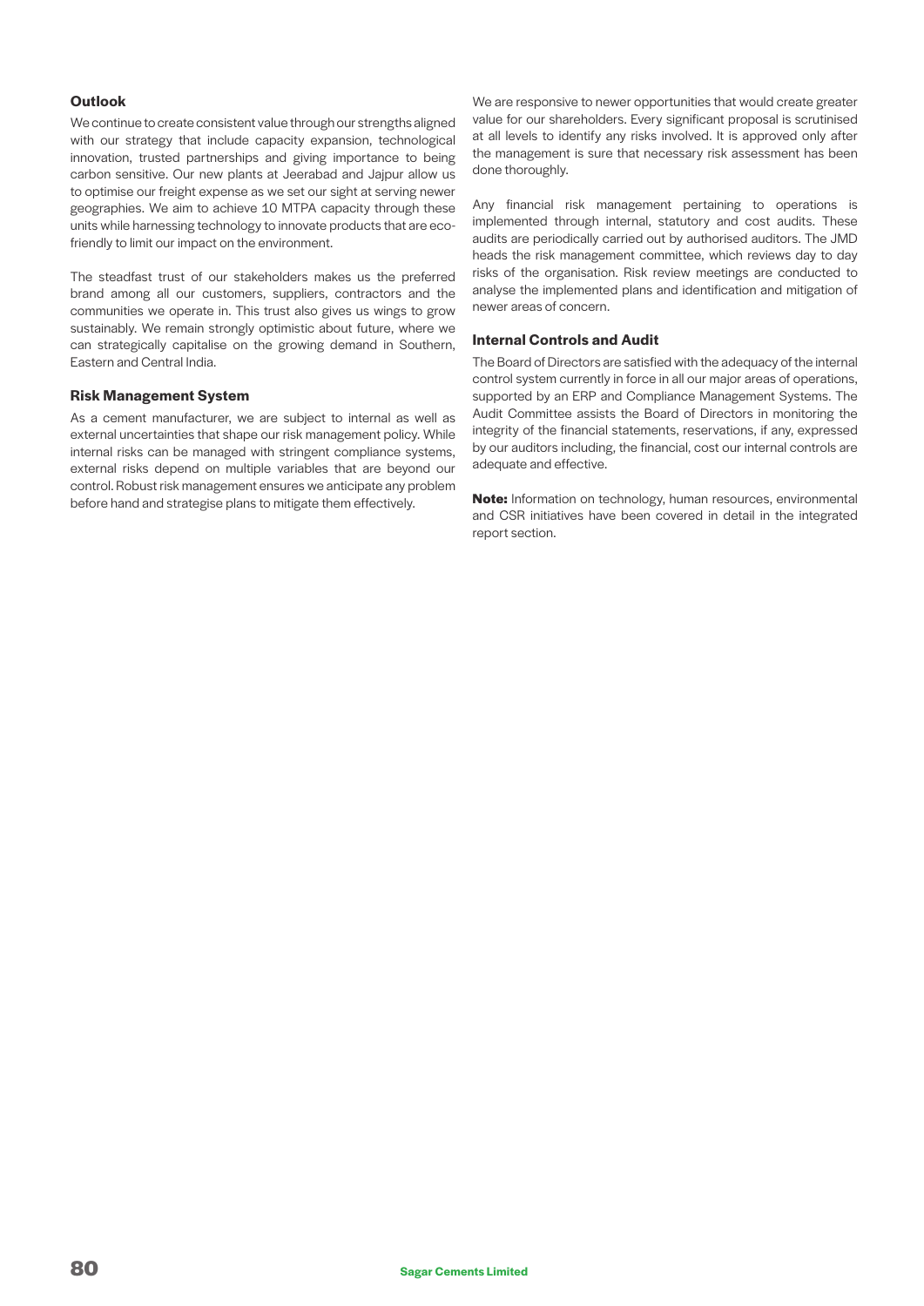### Outlook

We continue to create consistent value through our strengths aligned with our strategy that include capacity expansion, technological innovation, trusted partnerships and giving importance to being carbon sensitive. Our new plants at Jeerabad and Jajpur allow us to optimise our freight expense as we set our sight at serving newer geographies. We aim to achieve 10 MTPA capacity through these units while harnessing technology to innovate products that are eco-friendly to limit our impact on the environment.

The steadfast trust of our stakeholders makes us the preferred brand among all our customers, suppliers, contractors and the communities we operate in. This trust also gives us wings to grow sustainably. We remain strongly optimistic about future, where we can strategically capitalise on the growing demand in Southern, Eastern and Central India.

### Risk Management System

As a cement manufacturer, we are subject to internal as well as external uncertainties that shape our risk management policy. While internal risks can be managed with stringent compliance systems, external risks depend on multiple variables that are beyond our control. Robust risk management ensures we anticipate any problem before hand and strategise plans to mitigate them effectively.

We are responsive to newer opportunities that would create greater value for our shareholders. Every significant proposal is scrutinised at all levels to identify any risks involved. It is approved only after the management is sure that necessary risk assessment has been done thoroughly.

Any financial risk management pertaining to operations is implemented through internal, statutory and cost audits. These audits are periodically carried out by authorised auditors. The JMD heads the risk management committee, which reviews day to day risks of the organisation. Risk review meetings are conducted to analyse the implemented plans and identification and mitigation of newer areas of concern.

### Internal Controls and Audit

The Board of Directors are satisfied with the adequacy of the internal control system currently in force in all our major areas of operations, supported by an ERP and Compliance Management Systems. The Audit Committee assists the Board of Directors in monitoring the integrity of the financial statements, reservations, if any, expressed by our auditors including, the financial, cost our internal controls are adequate and effective.

**Note:** Information on technology, human resources, environmental and CSR initiatives have been covered in detail in the integrated report section.